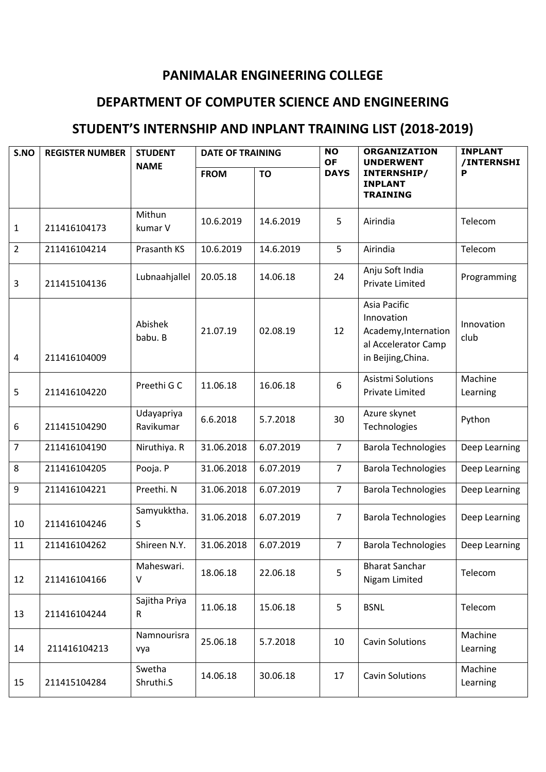# PANIMALAR ENGINEERING COLLEGE

## DEPARTMENT OF COMPUTER SCIENCE AND ENGINEERING

## STUDENT'S INTERNSHIP AND INPLANT TRAINING LIST (2018-2019)

| S.NO | REGISTER NUMBER | STUDENT NAME | DATE OF TRAINING | | NO OF DAYS | ORGANIZATION UNDERWENT INTERNSHIP/ INPLANT TRAINING | INPLANT /INTERNSHIP |
|---|---|---|---|---|---|---|---|
| | | | FROM | TO | | | |
| 1 | 211416104173 | Mithun kumar V | 10.6.2019 | 14.6.2019 | 5 | Airindia | Telecom |
| 2 | 211416104214 | Prasanth KS | 10.6.2019 | 14.6.2019 | 5 | Airindia | Telecom |
| 3 | 211415104136 | Lubnaahjallel | 20.05.18 | 14.06.18 | 24 | Anju Soft India Private Limited | Programming |
| 4 | 211416104009 | Abishek babu. B | 21.07.19 | 02.08.19 | 12 | Asia Pacific Innovation Academy,International Accelerator Camp in Beijing,China. | Innovation club |
| 5 | 211416104220 | Preethi G C | 11.06.18 | 16.06.18 | 6 | Asistmi Solutions Private Limited | Machine Learning |
| 6 | 211415104290 | Udayapriya Ravikumar | 6.6.2018 | 5.7.2018 | 30 | Azure skynet Technologies | Python |
| 7 | 211416104190 | Niruthiya. R | 31.06.2018 | 6.07.2019 | 7 | Barola Technologies | Deep Learning |
| 8 | 211416104205 | Pooja. P | 31.06.2018 | 6.07.2019 | 7 | Barola Technologies | Deep Learning |
| 9 | 211416104221 | Preethi. N | 31.06.2018 | 6.07.2019 | 7 | Barola Technologies | Deep Learning |
| 10 | 211416104246 | Samyukktha. S | 31.06.2018 | 6.07.2019 | 7 | Barola Technologies | Deep Learning |
| 11 | 211416104262 | Shireen N.Y. | 31.06.2018 | 6.07.2019 | 7 | Barola Technologies | Deep Learning |
| 12 | 211416104166 | Maheswari. V | 18.06.18 | 22.06.18 | 5 | Bharat Sanchar Nigam Limited | Telecom |
| 13 | 211416104244 | Sajitha Priya R | 11.06.18 | 15.06.18 | 5 | BSNL | Telecom |
| 14 | 211416104213 | Namnourisravya | 25.06.18 | 5.7.2018 | 10 | Cavin Solutions | Machine Learning |
| 15 | 211415104284 | Swetha Shruthi.S | 14.06.18 | 30.06.18 | 17 | Cavin Solutions | Machine Learning |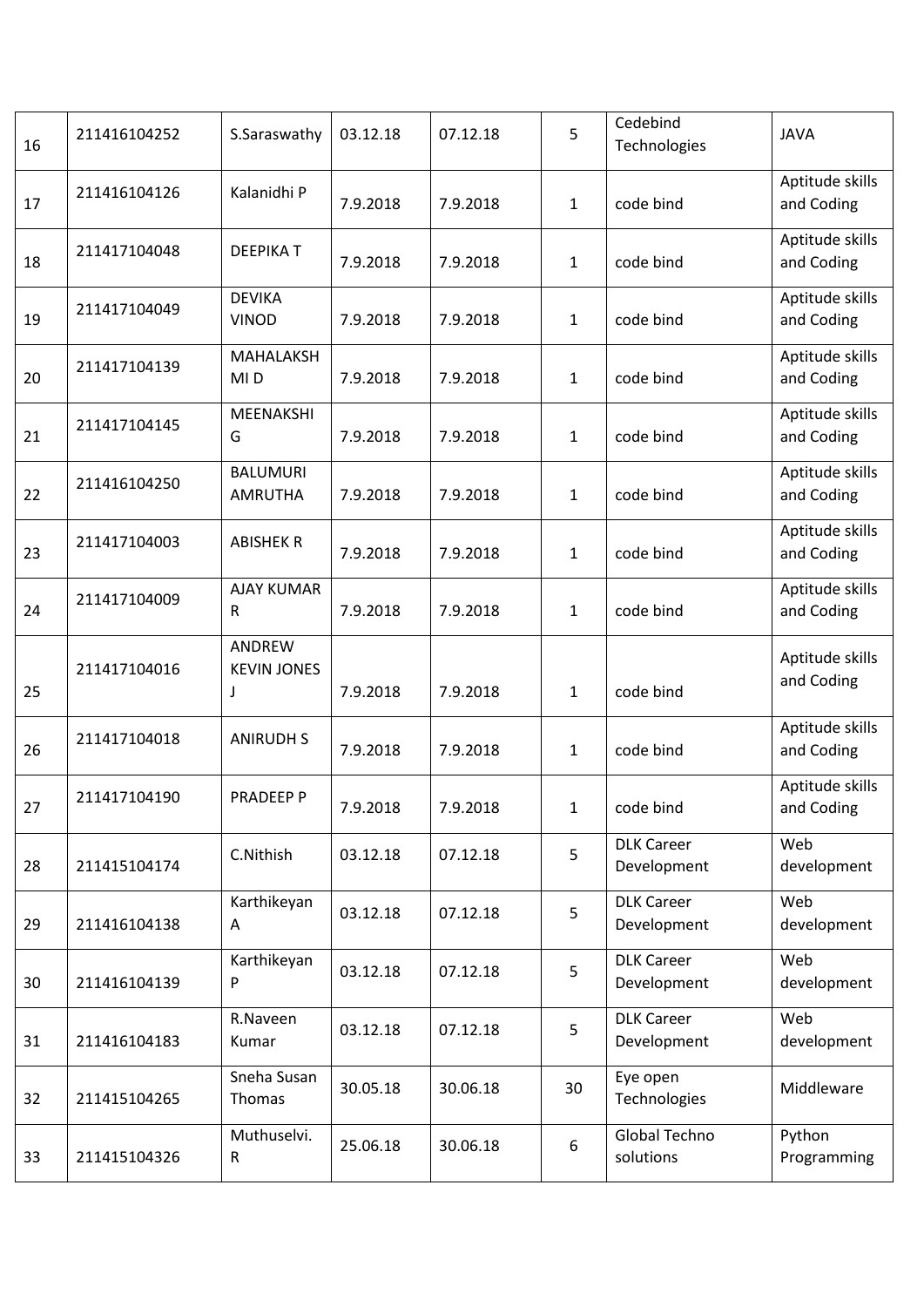| | | | | | | | |
|---|---|---|---|---|---|---|---|
| 16 | 211416104252 | S.Saraswathy | 03.12.18 | 07.12.18 | 5 | Cedebind Technologies | JAVA |
| 17 | 211416104126 | Kalanidhi P | 7.9.2018 | 7.9.2018 | 1 | code bind | Aptitude skills and Coding |
| 18 | 211417104048 | DEEPIKA T | 7.9.2018 | 7.9.2018 | 1 | code bind | Aptitude skills and Coding |
| 19 | 211417104049 | DEVIKA VINOD | 7.9.2018 | 7.9.2018 | 1 | code bind | Aptitude skills and Coding |
| 20 | 211417104139 | MAHALAKSHMI D | 7.9.2018 | 7.9.2018 | 1 | code bind | Aptitude skills and Coding |
| 21 | 211417104145 | MEENAKSHI G | 7.9.2018 | 7.9.2018 | 1 | code bind | Aptitude skills and Coding |
| 22 | 211416104250 | BALUMURI AMRUTHA | 7.9.2018 | 7.9.2018 | 1 | code bind | Aptitude skills and Coding |
| 23 | 211417104003 | ABISHEK R | 7.9.2018 | 7.9.2018 | 1 | code bind | Aptitude skills and Coding |
| 24 | 211417104009 | AJAY KUMAR R | 7.9.2018 | 7.9.2018 | 1 | code bind | Aptitude skills and Coding |
| 25 | 211417104016 | ANDREW KEVIN JONES J | 7.9.2018 | 7.9.2018 | 1 | code bind | Aptitude skills and Coding |
| 26 | 211417104018 | ANIRUDH S | 7.9.2018 | 7.9.2018 | 1 | code bind | Aptitude skills and Coding |
| 27 | 211417104190 | PRADEEP P | 7.9.2018 | 7.9.2018 | 1 | code bind | Aptitude skills and Coding |
| 28 | 211415104174 | C.Nithish | 03.12.18 | 07.12.18 | 5 | DLK Career Development | Web development |
| 29 | 211416104138 | Karthikeyan A | 03.12.18 | 07.12.18 | 5 | DLK Career Development | Web development |
| 30 | 211416104139 | Karthikeyan P | 03.12.18 | 07.12.18 | 5 | DLK Career Development | Web development |
| 31 | 211416104183 | R.Naveen Kumar | 03.12.18 | 07.12.18 | 5 | DLK Career Development | Web development |
| 32 | 211415104265 | Sneha Susan Thomas | 30.05.18 | 30.06.18 | 30 | Eye open Technologies | Middleware |
| 33 | 211415104326 | Muthuselvi. R | 25.06.18 | 30.06.18 | 6 | Global Techno solutions | Python Programming |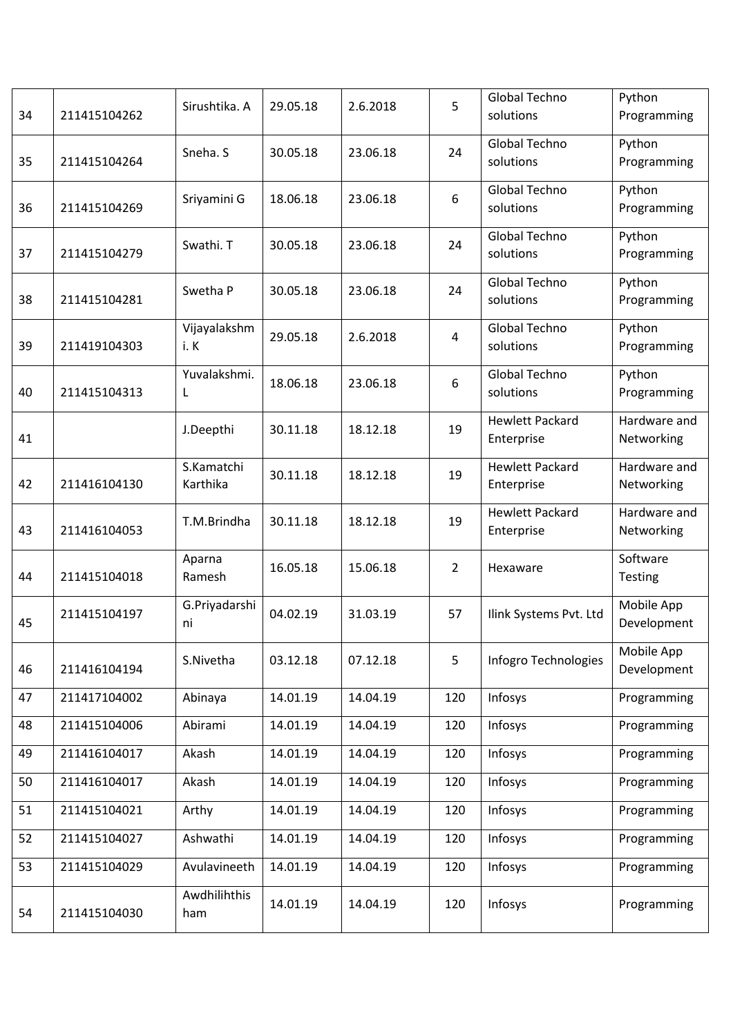| 34 | 211415104262 | Sirushtika. A | 29.05.18 | 2.6.2018 | 5 | Global Techno solutions | Python Programming |
|---|---|---|---|---|---|---|---|
| 35 | 211415104264 | Sneha. S | 30.05.18 | 23.06.18 | 24 | Global Techno solutions | Python Programming |
| 36 | 211415104269 | Sriyamini G | 18.06.18 | 23.06.18 | 6 | Global Techno solutions | Python Programming |
| 37 | 211415104279 | Swathi. T | 30.05.18 | 23.06.18 | 24 | Global Techno solutions | Python Programming |
| 38 | 211415104281 | Swetha P | 30.05.18 | 23.06.18 | 24 | Global Techno solutions | Python Programming |
| 39 | 211419104303 | Vijayalakshmi. K | 29.05.18 | 2.6.2018 | 4 | Global Techno solutions | Python Programming |
| 40 | 211415104313 | Yuvalakshmi. L | 18.06.18 | 23.06.18 | 6 | Global Techno solutions | Python Programming |
| 41 | | J.Deepthi | 30.11.18 | 18.12.18 | 19 | Hewlett Packard Enterprise | Hardware and Networking |
| 42 | 211416104130 | S.Kamatchi Karthika | 30.11.18 | 18.12.18 | 19 | Hewlett Packard Enterprise | Hardware and Networking |
| 43 | 211416104053 | T.M.Brindha | 30.11.18 | 18.12.18 | 19 | Hewlett Packard Enterprise | Hardware and Networking |
| 44 | 211415104018 | Aparna Ramesh | 16.05.18 | 15.06.18 | 2 | Hexaware | Software Testing |
| 45 | 211415104197 | G.Priyadarshini | 04.02.19 | 31.03.19 | 57 | Ilink Systems Pvt. Ltd | Mobile App Development |
| 46 | 211416104194 | S.Nivetha | 03.12.18 | 07.12.18 | 5 | Infogro Technologies | Mobile App Development |
| 47 | 211417104002 | Abinaya | 14.01.19 | 14.04.19 | 120 | Infosys | Programming |
| 48 | 211415104006 | Abirami | 14.01.19 | 14.04.19 | 120 | Infosys | Programming |
| 49 | 211416104017 | Akash | 14.01.19 | 14.04.19 | 120 | Infosys | Programming |
| 50 | 211416104017 | Akash | 14.01.19 | 14.04.19 | 120 | Infosys | Programming |
| 51 | 211415104021 | Arthy | 14.01.19 | 14.04.19 | 120 | Infosys | Programming |
| 52 | 211415104027 | Ashwathi | 14.01.19 | 14.04.19 | 120 | Infosys | Programming |
| 53 | 211415104029 | Avulavineeth | 14.01.19 | 14.04.19 | 120 | Infosys | Programming |
| 54 | 211415104030 | Awdhilihthisham | 14.01.19 | 14.04.19 | 120 | Infosys | Programming |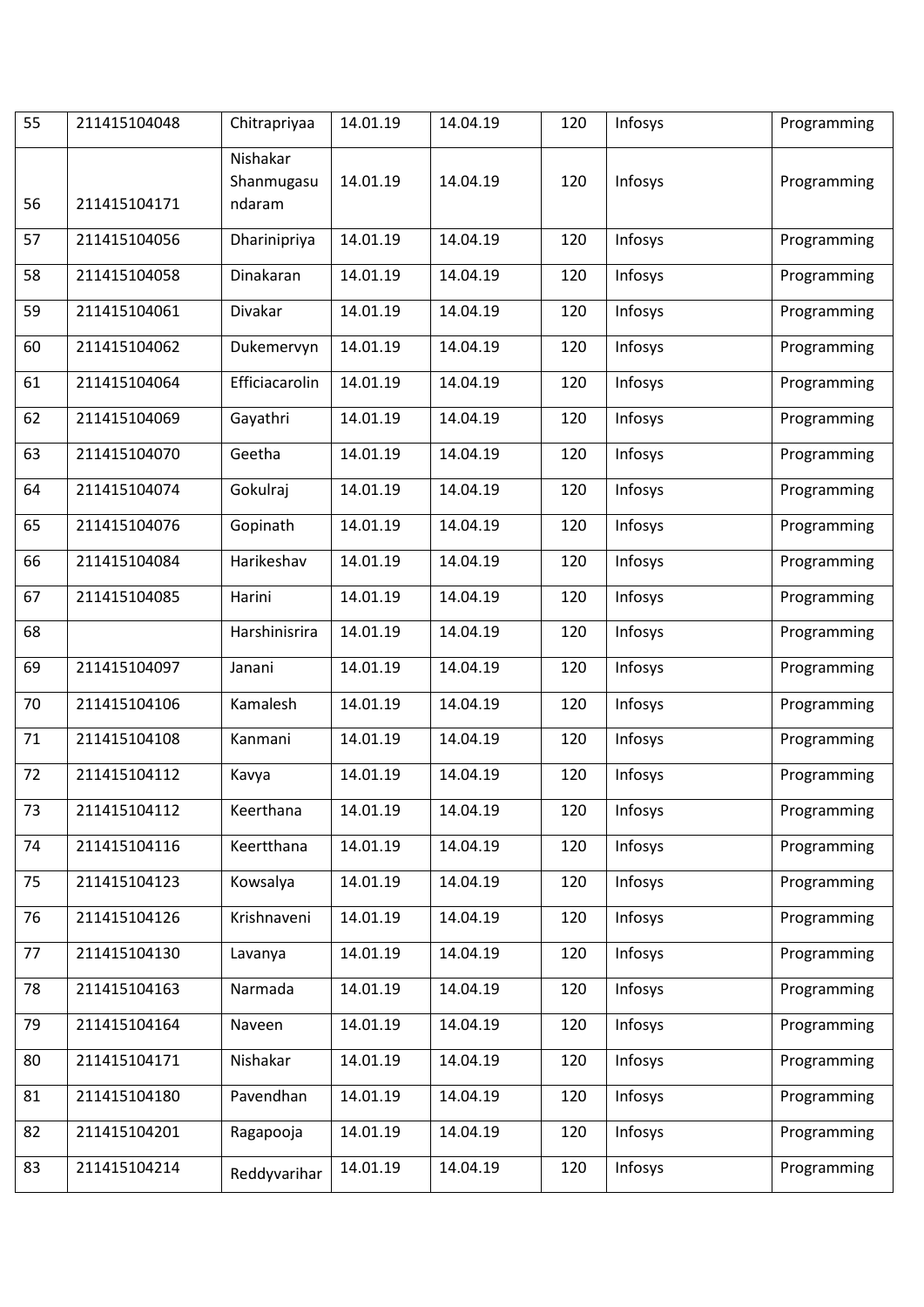| 55 | 211415104048 | Chitrapriyaa | 14.01.19 | 14.04.19 | 120 | Infosys | Programming |
|---|---|---|---|---|---|---|---|
| 56 | 211415104171 | Nishakar Shanmugasundaram | 14.01.19 | 14.04.19 | 120 | Infosys | Programming |
| 57 | 211415104056 | Dharinipriya | 14.01.19 | 14.04.19 | 120 | Infosys | Programming |
| 58 | 211415104058 | Dinakaran | 14.01.19 | 14.04.19 | 120 | Infosys | Programming |
| 59 | 211415104061 | Divakar | 14.01.19 | 14.04.19 | 120 | Infosys | Programming |
| 60 | 211415104062 | Dukemervyn | 14.01.19 | 14.04.19 | 120 | Infosys | Programming |
| 61 | 211415104064 | Efficiacarolin | 14.01.19 | 14.04.19 | 120 | Infosys | Programming |
| 62 | 211415104069 | Gayathri | 14.01.19 | 14.04.19 | 120 | Infosys | Programming |
| 63 | 211415104070 | Geetha | 14.01.19 | 14.04.19 | 120 | Infosys | Programming |
| 64 | 211415104074 | Gokulraj | 14.01.19 | 14.04.19 | 120 | Infosys | Programming |
| 65 | 211415104076 | Gopinath | 14.01.19 | 14.04.19 | 120 | Infosys | Programming |
| 66 | 211415104084 | Harikeshav | 14.01.19 | 14.04.19 | 120 | Infosys | Programming |
| 67 | 211415104085 | Harini | 14.01.19 | 14.04.19 | 120 | Infosys | Programming |
| 68 | | Harshinisrira | 14.01.19 | 14.04.19 | 120 | Infosys | Programming |
| 69 | 211415104097 | Janani | 14.01.19 | 14.04.19 | 120 | Infosys | Programming |
| 70 | 211415104106 | Kamalesh | 14.01.19 | 14.04.19 | 120 | Infosys | Programming |
| 71 | 211415104108 | Kanmani | 14.01.19 | 14.04.19 | 120 | Infosys | Programming |
| 72 | 211415104112 | Kavya | 14.01.19 | 14.04.19 | 120 | Infosys | Programming |
| 73 | 211415104112 | Keerthana | 14.01.19 | 14.04.19 | 120 | Infosys | Programming |
| 74 | 211415104116 | Keertthana | 14.01.19 | 14.04.19 | 120 | Infosys | Programming |
| 75 | 211415104123 | Kowsalya | 14.01.19 | 14.04.19 | 120 | Infosys | Programming |
| 76 | 211415104126 | Krishnaveni | 14.01.19 | 14.04.19 | 120 | Infosys | Programming |
| 77 | 211415104130 | Lavanya | 14.01.19 | 14.04.19 | 120 | Infosys | Programming |
| 78 | 211415104163 | Narmada | 14.01.19 | 14.04.19 | 120 | Infosys | Programming |
| 79 | 211415104164 | Naveen | 14.01.19 | 14.04.19 | 120 | Infosys | Programming |
| 80 | 211415104171 | Nishakar | 14.01.19 | 14.04.19 | 120 | Infosys | Programming |
| 81 | 211415104180 | Pavendhan | 14.01.19 | 14.04.19 | 120 | Infosys | Programming |
| 82 | 211415104201 | Ragapooja | 14.01.19 | 14.04.19 | 120 | Infosys | Programming |
| 83 | 211415104214 | Reddyvarihar | 14.01.19 | 14.04.19 | 120 | Infosys | Programming |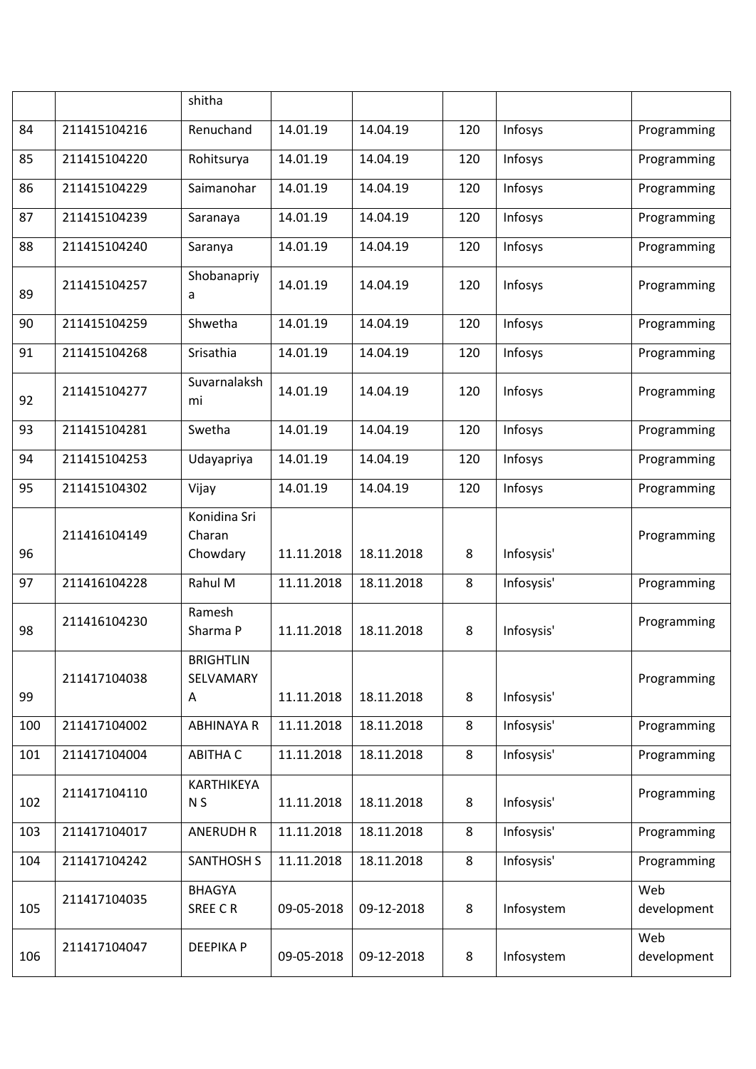|  |  | shitha |  |  |  |  |  |
|---|---|---|---|---|---|---|---|
| 84 | 211415104216 | Renuchand | 14.01.19 | 14.04.19 | 120 | Infosys | Programming |
| 85 | 211415104220 | Rohitsurya | 14.01.19 | 14.04.19 | 120 | Infosys | Programming |
| 86 | 211415104229 | Saimanohar | 14.01.19 | 14.04.19 | 120 | Infosys | Programming |
| 87 | 211415104239 | Saranaya | 14.01.19 | 14.04.19 | 120 | Infosys | Programming |
| 88 | 211415104240 | Saranya | 14.01.19 | 14.04.19 | 120 | Infosys | Programming |
| 89 | 211415104257 | Shobanapriya | 14.01.19 | 14.04.19 | 120 | Infosys | Programming |
| 90 | 211415104259 | Shwetha | 14.01.19 | 14.04.19 | 120 | Infosys | Programming |
| 91 | 211415104268 | Srisathia | 14.01.19 | 14.04.19 | 120 | Infosys | Programming |
| 92 | 211415104277 | Suvarnalakshmi | 14.01.19 | 14.04.19 | 120 | Infosys | Programming |
| 93 | 211415104281 | Swetha | 14.01.19 | 14.04.19 | 120 | Infosys | Programming |
| 94 | 211415104253 | Udayapriya | 14.01.19 | 14.04.19 | 120 | Infosys | Programming |
| 95 | 211415104302 | Vijay | 14.01.19 | 14.04.19 | 120 | Infosys | Programming |
| 96 | 211416104149 | Konidina Sri Charan Chowdary | 11.11.2018 | 18.11.2018 | 8 | Infosysis' | Programming |
| 97 | 211416104228 | Rahul M | 11.11.2018 | 18.11.2018 | 8 | Infosysis' | Programming |
| 98 | 211416104230 | Ramesh Sharma P | 11.11.2018 | 18.11.2018 | 8 | Infosysis' | Programming |
| 99 | 211417104038 | BRIGHTLIN SELVAMARY A | 11.11.2018 | 18.11.2018 | 8 | Infosysis' | Programming |
| 100 | 211417104002 | ABHINAYA R | 11.11.2018 | 18.11.2018 | 8 | Infosysis' | Programming |
| 101 | 211417104004 | ABITHA C | 11.11.2018 | 18.11.2018 | 8 | Infosysis' | Programming |
| 102 | 211417104110 | KARTHIKEYA N S | 11.11.2018 | 18.11.2018 | 8 | Infosysis' | Programming |
| 103 | 211417104017 | ANERUDH R | 11.11.2018 | 18.11.2018 | 8 | Infosysis' | Programming |
| 104 | 211417104242 | SANTHOSH S | 11.11.2018 | 18.11.2018 | 8 | Infosysis' | Programming |
| 105 | 211417104035 | BHAGYA SREE C R | 09-05-2018 | 09-12-2018 | 8 | Infosystem | Web development |
| 106 | 211417104047 | DEEPIKA P | 09-05-2018 | 09-12-2018 | 8 | Infosystem | Web development |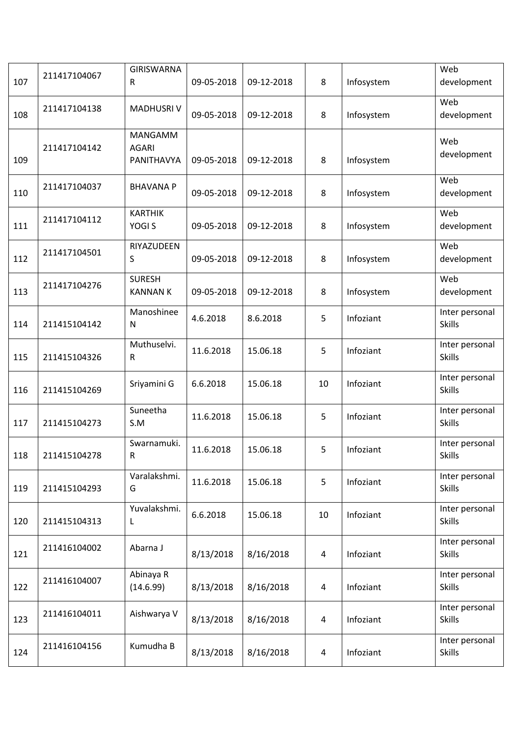| 107 | 211417104067 | GIRISWARNA R | 09-05-2018 | 09-12-2018 | 8 | Infosystem | Web development |
|---|---|---|---|---|---|---|---|
| 108 | 211417104138 | MADHUSRI V | 09-05-2018 | 09-12-2018 | 8 | Infosystem | Web development |
| 109 | 211417104142 | MANGAMMAGARI PANITHAVYA | 09-05-2018 | 09-12-2018 | 8 | Infosystem | Web development |
| 110 | 211417104037 | BHAVANA P | 09-05-2018 | 09-12-2018 | 8 | Infosystem | Web development |
| 111 | 211417104112 | KARTHIK YOGI S | 09-05-2018 | 09-12-2018 | 8 | Infosystem | Web development |
| 112 | 211417104501 | RIYAZUDEEN S | 09-05-2018 | 09-12-2018 | 8 | Infosystem | Web development |
| 113 | 211417104276 | SURESH KANNAN K | 09-05-2018 | 09-12-2018 | 8 | Infosystem | Web development |
| 114 | 211415104142 | Manoshinee N | 4.6.2018 | 8.6.2018 | 5 | Infoziant | Inter personal Skills |
| 115 | 211415104326 | Muthuselvi. R | 11.6.2018 | 15.06.18 | 5 | Infoziant | Inter personal Skills |
| 116 | 211415104269 | Sriyamini G | 6.6.2018 | 15.06.18 | 10 | Infoziant | Inter personal Skills |
| 117 | 211415104273 | Suneetha S.M | 11.6.2018 | 15.06.18 | 5 | Infoziant | Inter personal Skills |
| 118 | 211415104278 | Swarnamuki. R | 11.6.2018 | 15.06.18 | 5 | Infoziant | Inter personal Skills |
| 119 | 211415104293 | Varalakshmi. G | 11.6.2018 | 15.06.18 | 5 | Infoziant | Inter personal Skills |
| 120 | 211415104313 | Yuvalakshmi. L | 6.6.2018 | 15.06.18 | 10 | Infoziant | Inter personal Skills |
| 121 | 211416104002 | Abarna J | 8/13/2018 | 8/16/2018 | 4 | Infoziant | Inter personal Skills |
| 122 | 211416104007 | Abinaya R (14.6.99) | 8/13/2018 | 8/16/2018 | 4 | Infoziant | Inter personal Skills |
| 123 | 211416104011 | Aishwarya V | 8/13/2018 | 8/16/2018 | 4 | Infoziant | Inter personal Skills |
| 124 | 211416104156 | Kumudha B | 8/13/2018 | 8/16/2018 | 4 | Infoziant | Inter personal Skills |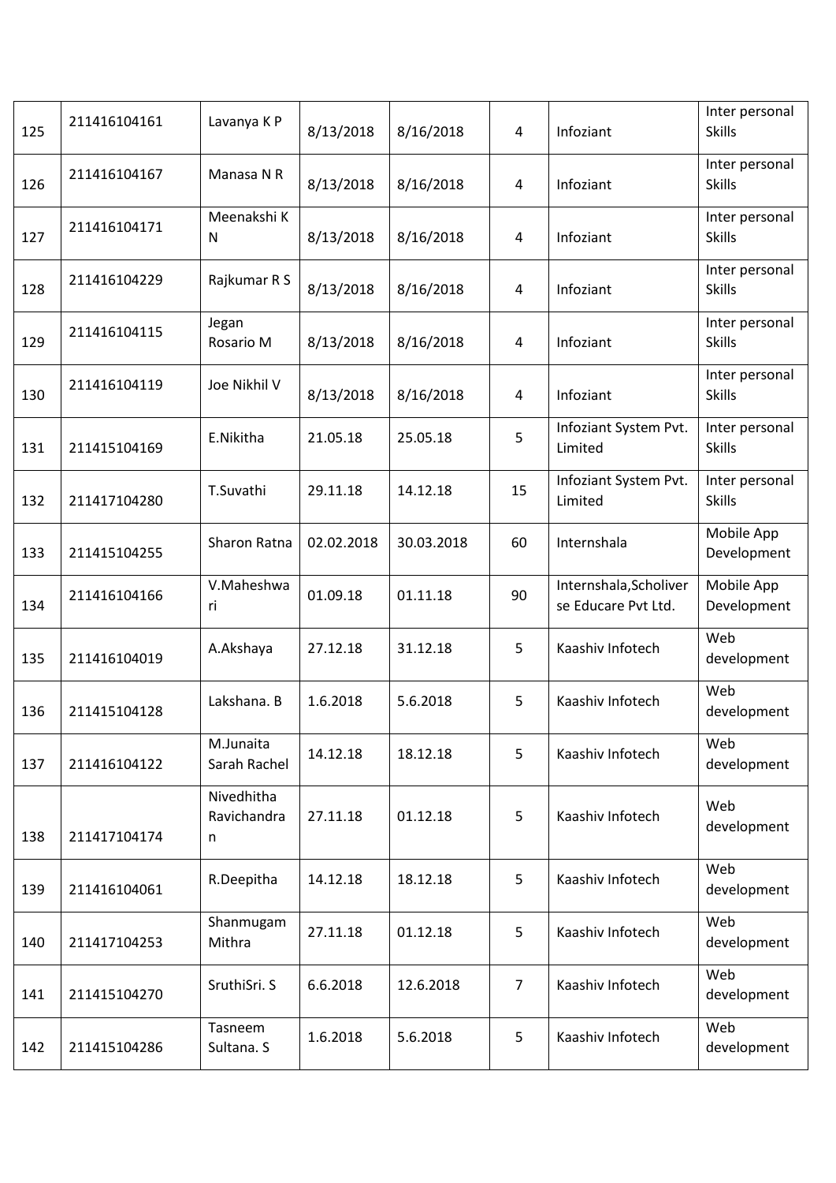| 125 | 211416104161 | Lavanya K P | 8/13/2018 | 8/16/2018 | 4 | Infoziant | Inter personal Skills |
|---|---|---|---|---|---|---|---|
| 126 | 211416104167 | Manasa N R | 8/13/2018 | 8/16/2018 | 4 | Infoziant | Inter personal Skills |
| 127 | 211416104171 | Meenakshi K N | 8/13/2018 | 8/16/2018 | 4 | Infoziant | Inter personal Skills |
| 128 | 211416104229 | Rajkumar R S | 8/13/2018 | 8/16/2018 | 4 | Infoziant | Inter personal Skills |
| 129 | 211416104115 | Jegan Rosario M | 8/13/2018 | 8/16/2018 | 4 | Infoziant | Inter personal Skills |
| 130 | 211416104119 | Joe Nikhil V | 8/13/2018 | 8/16/2018 | 4 | Infoziant | Inter personal Skills |
| 131 | 211415104169 | E.Nikitha | 21.05.18 | 25.05.18 | 5 | Infoziant System Pvt. Limited | Inter personal Skills |
| 132 | 211417104280 | T.Suvathi | 29.11.18 | 14.12.18 | 15 | Infoziant System Pvt. Limited | Inter personal Skills |
| 133 | 211415104255 | Sharon Ratna | 02.02.2018 | 30.03.2018 | 60 | Internshala | Mobile App Development |
| 134 | 211416104166 | V.Maheshwari | 01.09.18 | 01.11.18 | 90 | Internshala,Scholiverse Educare Pvt Ltd. | Mobile App Development |
| 135 | 211416104019 | A.Akshaya | 27.12.18 | 31.12.18 | 5 | Kaashiv Infotech | Web development |
| 136 | 211415104128 | Lakshana. B | 1.6.2018 | 5.6.2018 | 5 | Kaashiv Infotech | Web development |
| 137 | 211416104122 | M.Junaita Sarah Rachel | 14.12.18 | 18.12.18 | 5 | Kaashiv Infotech | Web development |
| 138 | 211417104174 | Nivedhitha Ravichandran | 27.11.18 | 01.12.18 | 5 | Kaashiv Infotech | Web development |
| 139 | 211416104061 | R.Deepitha | 14.12.18 | 18.12.18 | 5 | Kaashiv Infotech | Web development |
| 140 | 211417104253 | Shanmugam Mithra | 27.11.18 | 01.12.18 | 5 | Kaashiv Infotech | Web development |
| 141 | 211415104270 | SruthiSri. S | 6.6.2018 | 12.6.2018 | 7 | Kaashiv Infotech | Web development |
| 142 | 211415104286 | Tasneem Sultana. S | 1.6.2018 | 5.6.2018 | 5 | Kaashiv Infotech | Web development |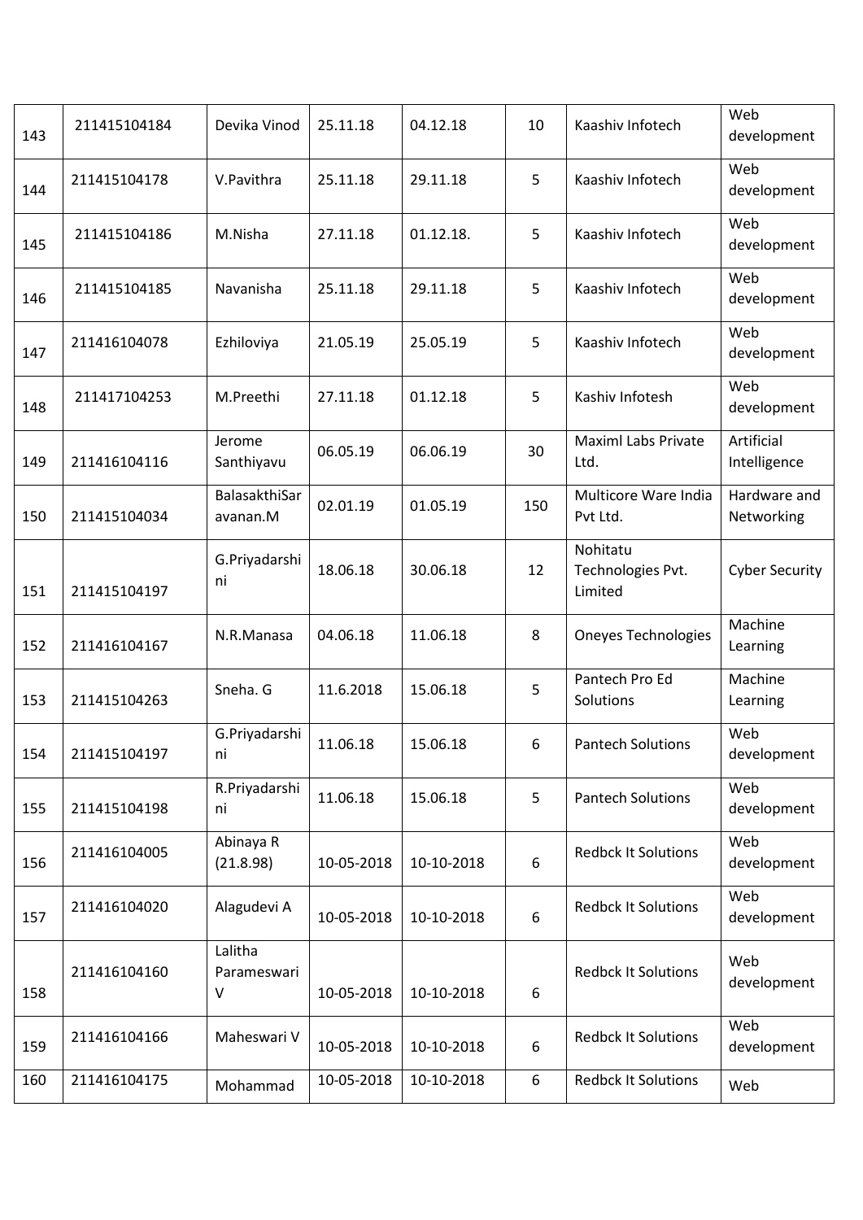| 143 | 211415104184 | Devika Vinod | 25.11.18 | 04.12.18 | 10 | Kaashiv Infotech | Web development |
|---|---|---|---|---|---|---|---|
| 144 | 211415104178 | V.Pavithra | 25.11.18 | 29.11.18 | 5 | Kaashiv Infotech | Web development |
| 145 | 211415104186 | M.Nisha | 27.11.18 | 01.12.18. | 5 | Kaashiv Infotech | Web development |
| 146 | 211415104185 | Navanisha | 25.11.18 | 29.11.18 | 5 | Kaashiv Infotech | Web development |
| 147 | 211416104078 | Ezhiloviya | 21.05.19 | 25.05.19 | 5 | Kaashiv Infotech | Web development |
| 148 | 211417104253 | M.Preethi | 27.11.18 | 01.12.18 | 5 | Kashiv Infotesh | Web development |
| 149 | 211416104116 | Jerome Santhiyavu | 06.05.19 | 06.06.19 | 30 | Maximl Labs Private Ltd. | Artificial Intelligence |
| 150 | 211415104034 | BalasakthiSaravanan.M | 02.01.19 | 01.05.19 | 150 | Multicore Ware India Pvt Ltd. | Hardware and Networking |
| 151 | 211415104197 | G.Priyadarshini | 18.06.18 | 30.06.18 | 12 | Nohitatu Technologies Pvt. Limited | Cyber Security |
| 152 | 211416104167 | N.R.Manasa | 04.06.18 | 11.06.18 | 8 | Oneyes Technologies | Machine Learning |
| 153 | 211415104263 | Sneha. G | 11.6.2018 | 15.06.18 | 5 | Pantech Pro Ed Solutions | Machine Learning |
| 154 | 211415104197 | G.Priyadarshini | 11.06.18 | 15.06.18 | 6 | Pantech Solutions | Web development |
| 155 | 211415104198 | R.Priyadarshini | 11.06.18 | 15.06.18 | 5 | Pantech Solutions | Web development |
| 156 | 211416104005 | Abinaya R (21.8.98) | 10-05-2018 | 10-10-2018 | 6 | Redbck It Solutions | Web development |
| 157 | 211416104020 | Alagudevi A | 10-05-2018 | 10-10-2018 | 6 | Redbck It Solutions | Web development |
| 158 | 211416104160 | Lalitha Parameswari V | 10-05-2018 | 10-10-2018 | 6 | Redbck It Solutions | Web development |
| 159 | 211416104166 | Maheswari V | 10-05-2018 | 10-10-2018 | 6 | Redbck It Solutions | Web development |
| 160 | 211416104175 | Mohammad | 10-05-2018 | 10-10-2018 | 6 | Redbck It Solutions | Web |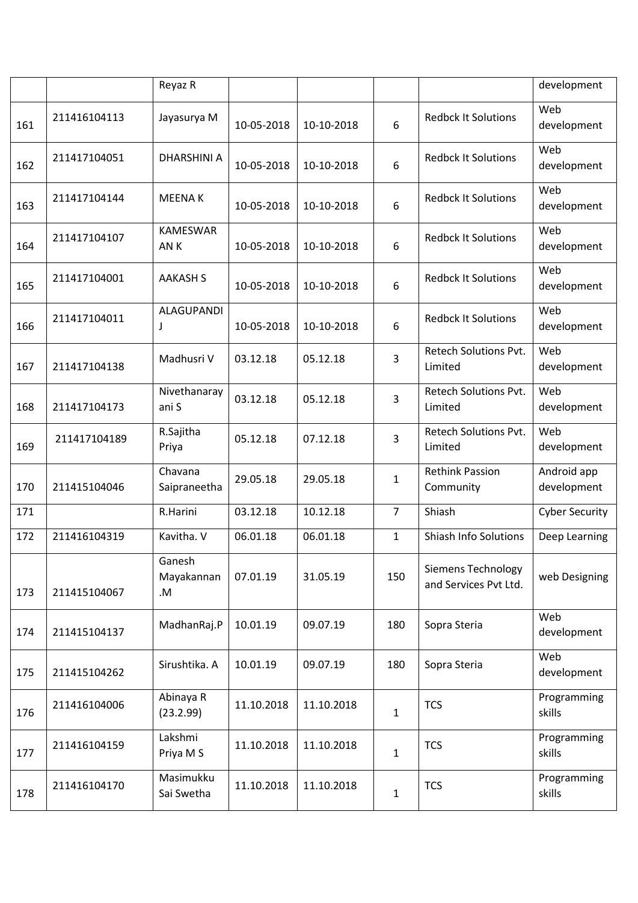|  |  | Reyaz R |  |  |  |  | development |
|---|---|---|---|---|---|---|---|
| 161 | 211416104113 | Jayasurya M | 10-05-2018 | 10-10-2018 | 6 | Redbck It Solutions | Web development |
| 162 | 211417104051 | DHARSHINI A | 10-05-2018 | 10-10-2018 | 6 | Redbck It Solutions | Web development |
| 163 | 211417104144 | MEENA K | 10-05-2018 | 10-10-2018 | 6 | Redbck It Solutions | Web development |
| 164 | 211417104107 | KAMESWARAN K | 10-05-2018 | 10-10-2018 | 6 | Redbck It Solutions | Web development |
| 165 | 211417104001 | AAKASH S | 10-05-2018 | 10-10-2018 | 6 | Redbck It Solutions | Web development |
| 166 | 211417104011 | ALAGUPANDI J | 10-05-2018 | 10-10-2018 | 6 | Redbck It Solutions | Web development |
| 167 | 211417104138 | Madhusri V | 03.12.18 | 05.12.18 | 3 | Retech Solutions Pvt. Limited | Web development |
| 168 | 211417104173 | Nivethanarayani S | 03.12.18 | 05.12.18 | 3 | Retech Solutions Pvt. Limited | Web development |
| 169 | 211417104189 | R.Sajitha Priya | 05.12.18 | 07.12.18 | 3 | Retech Solutions Pvt. Limited | Web development |
| 170 | 211415104046 | Chavana Saipraneetha | 29.05.18 | 29.05.18 | 1 | Rethink Passion Community | Android app development |
| 171 |  | R.Harini | 03.12.18 | 10.12.18 | 7 | Shiash | Cyber Security |
| 172 | 211416104319 | Kavitha. V | 06.01.18 | 06.01.18 | 1 | Shiash Info Solutions | Deep Learning |
| 173 | 211415104067 | Ganesh Mayakannan .M | 07.01.19 | 31.05.19 | 150 | Siemens Technology and Services Pvt Ltd. | web Designing |
| 174 | 211415104137 | MadhanRaj.P | 10.01.19 | 09.07.19 | 180 | Sopra Steria | Web development |
| 175 | 211415104262 | Sirushtika. A | 10.01.19 | 09.07.19 | 180 | Sopra Steria | Web development |
| 176 | 211416104006 | Abinaya R (23.2.99) | 11.10.2018 | 11.10.2018 | 1 | TCS | Programming skills |
| 177 | 211416104159 | Lakshmi Priya M S | 11.10.2018 | 11.10.2018 | 1 | TCS | Programming skills |
| 178 | 211416104170 | Masimukku Sai Swetha | 11.10.2018 | 11.10.2018 | 1 | TCS | Programming skills |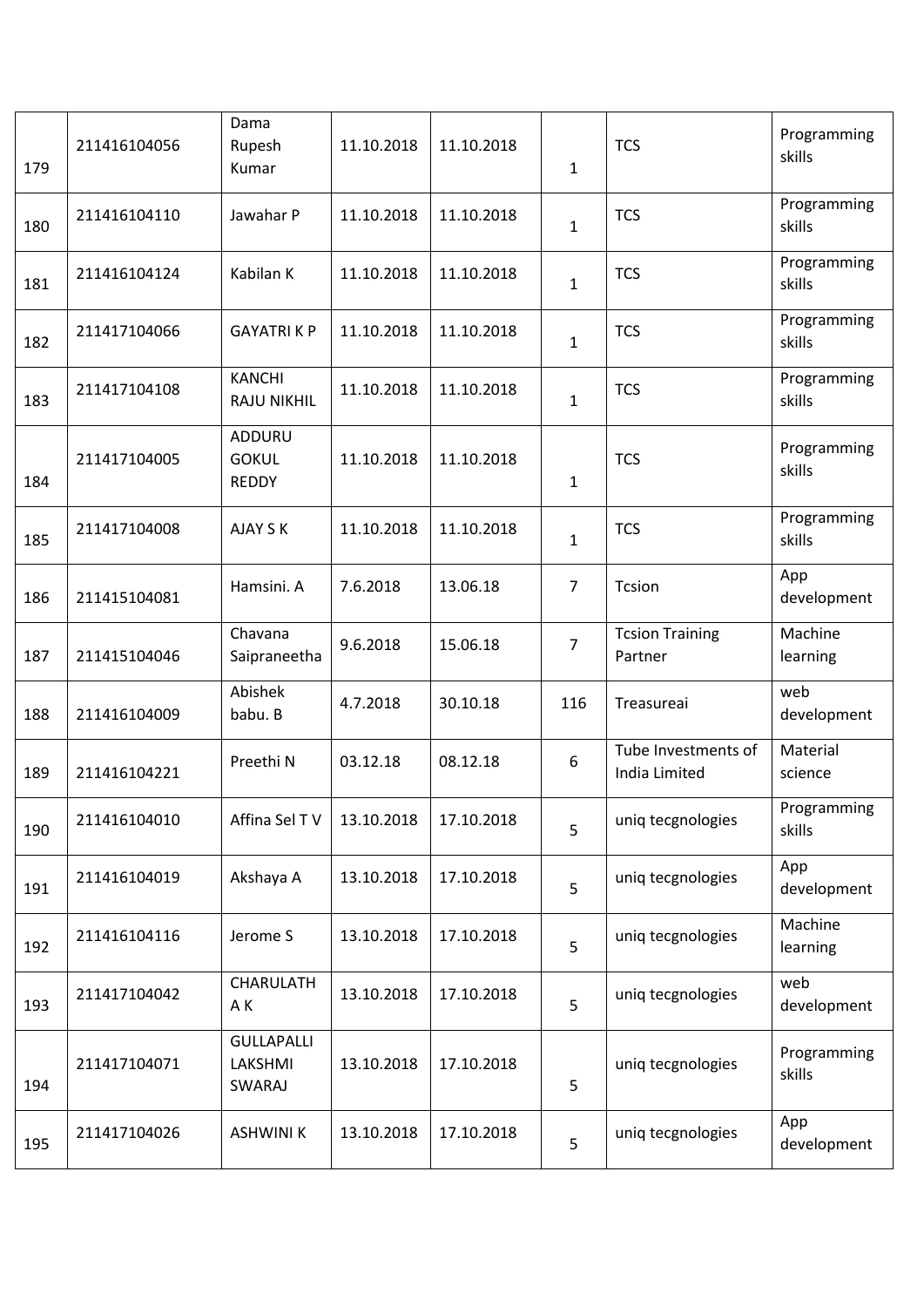| 179 | 211416104056 | Dama Rupesh Kumar | 11.10.2018 | 11.10.2018 | 1 | TCS | Programming skills |
|---|---|---|---|---|---|---|---|
| 180 | 211416104110 | Jawahar P | 11.10.2018 | 11.10.2018 | 1 | TCS | Programming skills |
| 181 | 211416104124 | Kabilan K | 11.10.2018 | 11.10.2018 | 1 | TCS | Programming skills |
| 182 | 211417104066 | GAYATRI K P | 11.10.2018 | 11.10.2018 | 1 | TCS | Programming skills |
| 183 | 211417104108 | KANCHI RAJU NIKHIL | 11.10.2018 | 11.10.2018 | 1 | TCS | Programming skills |
| 184 | 211417104005 | ADDURU GOKUL REDDY | 11.10.2018 | 11.10.2018 | 1 | TCS | Programming skills |
| 185 | 211417104008 | AJAY S K | 11.10.2018 | 11.10.2018 | 1 | TCS | Programming skills |
| 186 | 211415104081 | Hamsini. A | 7.6.2018 | 13.06.18 | 7 | Tcsion | App development |
| 187 | 211415104046 | Chavana Saipraneetha | 9.6.2018 | 15.06.18 | 7 | Tcsion Training Partner | Machine learning |
| 188 | 211416104009 | Abishek babu. B | 4.7.2018 | 30.10.18 | 116 | Treasureai | web development |
| 189 | 211416104221 | Preethi N | 03.12.18 | 08.12.18 | 6 | Tube Investments of India Limited | Material science |
| 190 | 211416104010 | Affina Sel T V | 13.10.2018 | 17.10.2018 | 5 | uniq tecgnologies | Programming skills |
| 191 | 211416104019 | Akshaya A | 13.10.2018 | 17.10.2018 | 5 | uniq tecgnologies | App development |
| 192 | 211416104116 | Jerome S | 13.10.2018 | 17.10.2018 | 5 | uniq tecgnologies | Machine learning |
| 193 | 211417104042 | CHARULATH A K | 13.10.2018 | 17.10.2018 | 5 | uniq tecgnologies | web development |
| 194 | 211417104071 | GULLAPALLI LAKSHMI SWARAJ | 13.10.2018 | 17.10.2018 | 5 | uniq tecgnologies | Programming skills |
| 195 | 211417104026 | ASHWINI K | 13.10.2018 | 17.10.2018 | 5 | uniq tecgnologies | App development |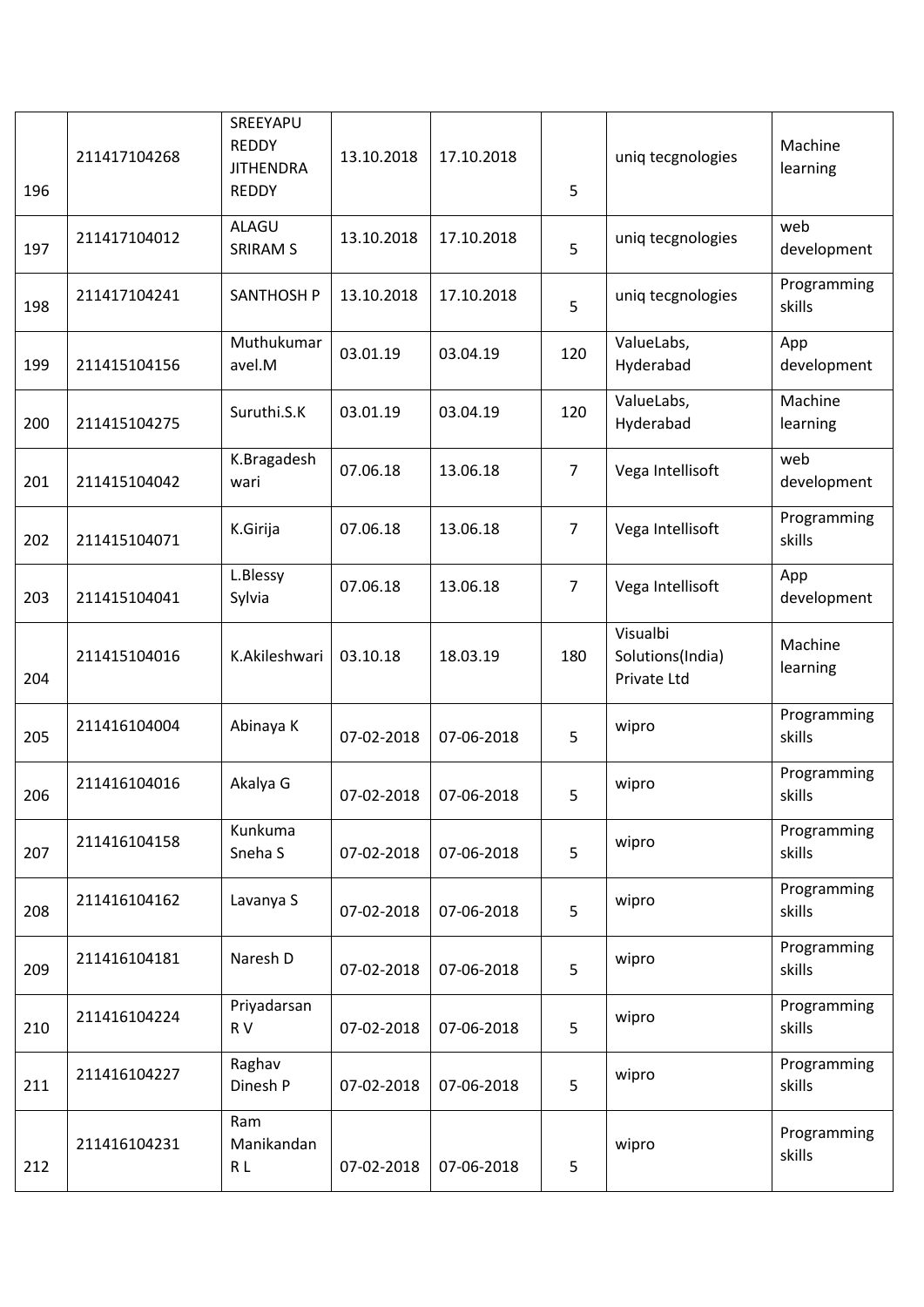| | | | | | | | |
|---|---|---|---|---|---|---|---|
| 196 | 211417104268 | SREEYAPU REDDY JITHENDRA REDDY | 13.10.2018 | 17.10.2018 | 5 | uniq tecgnologies | Machine learning |
| 197 | 211417104012 | ALAGU SRIRAM S | 13.10.2018 | 17.10.2018 | 5 | uniq tecgnologies | web development |
| 198 | 211417104241 | SANTHOSH P | 13.10.2018 | 17.10.2018 | 5 | uniq tecgnologies | Programming skills |
| 199 | 211415104156 | Muthukumar avel.M | 03.01.19 | 03.04.19 | 120 | ValueLabs, Hyderabad | App development |
| 200 | 211415104275 | Suruthi.S.K | 03.01.19 | 03.04.19 | 120 | ValueLabs, Hyderabad | Machine learning |
| 201 | 211415104042 | K.Bragadesh wari | 07.06.18 | 13.06.18 | 7 | Vega Intellisoft | web development |
| 202 | 211415104071 | K.Girija | 07.06.18 | 13.06.18 | 7 | Vega Intellisoft | Programming skills |
| 203 | 211415104041 | L.Blessy Sylvia | 07.06.18 | 13.06.18 | 7 | Vega Intellisoft | App development |
| 204 | 211415104016 | K.Akileshwari | 03.10.18 | 18.03.19 | 180 | Visualbi Solutions(India) Private Ltd | Machine learning |
| 205 | 211416104004 | Abinaya K | 07-02-2018 | 07-06-2018 | 5 | wipro | Programming skills |
| 206 | 211416104016 | Akalya G | 07-02-2018 | 07-06-2018 | 5 | wipro | Programming skills |
| 207 | 211416104158 | Kunkuma Sneha S | 07-02-2018 | 07-06-2018 | 5 | wipro | Programming skills |
| 208 | 211416104162 | Lavanya S | 07-02-2018 | 07-06-2018 | 5 | wipro | Programming skills |
| 209 | 211416104181 | Naresh D | 07-02-2018 | 07-06-2018 | 5 | wipro | Programming skills |
| 210 | 211416104224 | Priyadarsan R V | 07-02-2018 | 07-06-2018 | 5 | wipro | Programming skills |
| 211 | 211416104227 | Raghav Dinesh P | 07-02-2018 | 07-06-2018 | 5 | wipro | Programming skills |
| 212 | 211416104231 | Ram Manikandan R L | 07-02-2018 | 07-06-2018 | 5 | wipro | Programming skills |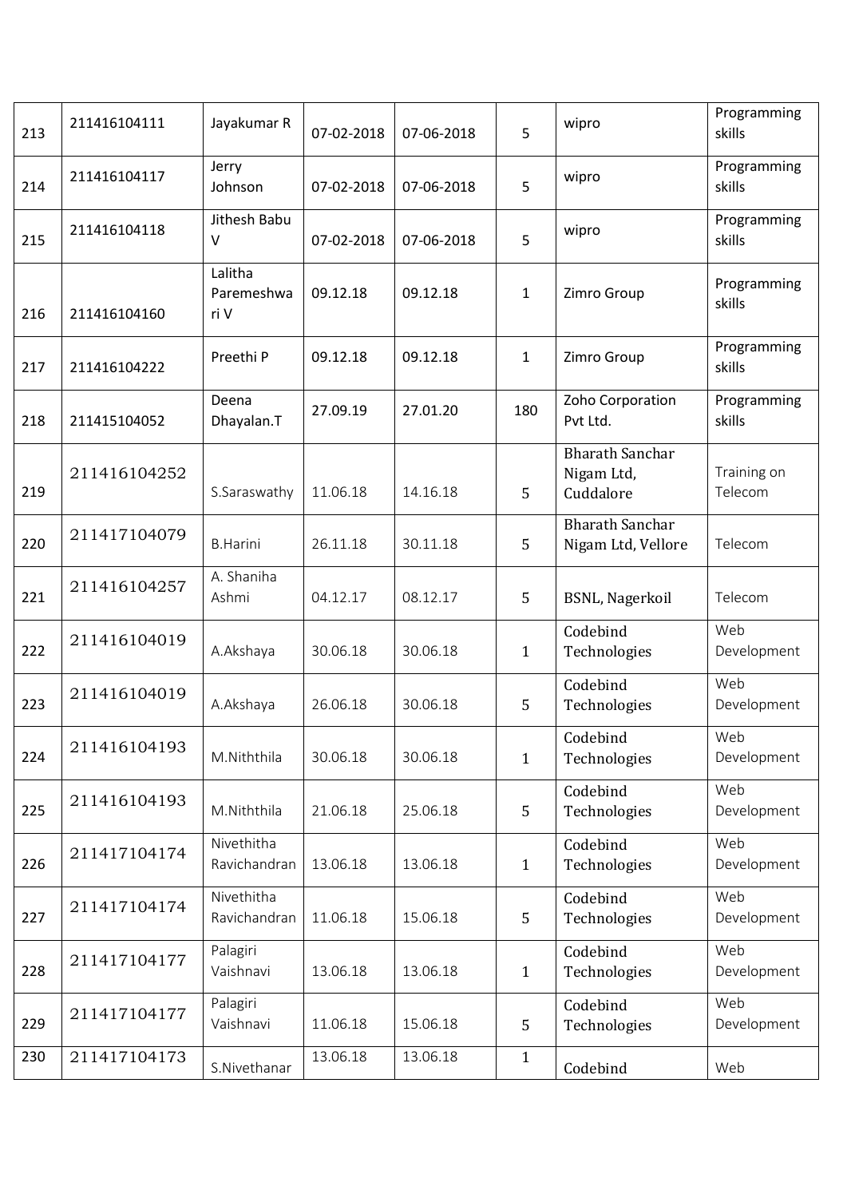| 213 | 211416104111 | Jayakumar R | 07-02-2018 | 07-06-2018 | 5 | wipro | Programming skills |
|---|---|---|---|---|---|---|---|
| 214 | 211416104117 | Jerry Johnson | 07-02-2018 | 07-06-2018 | 5 | wipro | Programming skills |
| 215 | 211416104118 | Jithesh Babu V | 07-02-2018 | 07-06-2018 | 5 | wipro | Programming skills |
| 216 | 211416104160 | Lalitha Paremeshwari V | 09.12.18 | 09.12.18 | 1 | Zimro Group | Programming skills |
| 217 | 211416104222 | Preethi P | 09.12.18 | 09.12.18 | 1 | Zimro Group | Programming skills |
| 218 | 211415104052 | Deena Dhayalan.T | 27.09.19 | 27.01.20 | 180 | Zoho Corporation Pvt Ltd. | Programming skills |
| 219 | 211416104252 | S.Saraswathy | 11.06.18 | 14.16.18 | 5 | Bharath Sanchar Nigam Ltd, Cuddalore | Training on Telecom |
| 220 | 211417104079 | B.Harini | 26.11.18 | 30.11.18 | 5 | Bharath Sanchar Nigam Ltd, Vellore | Telecom |
| 221 | 211416104257 | A. Shaniha Ashmi | 04.12.17 | 08.12.17 | 5 | BSNL, Nagerkoil | Telecom |
| 222 | 211416104019 | A.Akshaya | 30.06.18 | 30.06.18 | 1 | Codebind Technologies | Web Development |
| 223 | 211416104019 | A.Akshaya | 26.06.18 | 30.06.18 | 5 | Codebind Technologies | Web Development |
| 224 | 211416104193 | M.Niththila | 30.06.18 | 30.06.18 | 1 | Codebind Technologies | Web Development |
| 225 | 211416104193 | M.Niththila | 21.06.18 | 25.06.18 | 5 | Codebind Technologies | Web Development |
| 226 | 211417104174 | Nivethitha Ravichandran | 13.06.18 | 13.06.18 | 1 | Codebind Technologies | Web Development |
| 227 | 211417104174 | Nivethitha Ravichandran | 11.06.18 | 15.06.18 | 5 | Codebind Technologies | Web Development |
| 228 | 211417104177 | Palagiri Vaishnavi | 13.06.18 | 13.06.18 | 1 | Codebind Technologies | Web Development |
| 229 | 211417104177 | Palagiri Vaishnavi | 11.06.18 | 15.06.18 | 5 | Codebind Technologies | Web Development |
| 230 | 211417104173 | S.Nivethanar | 13.06.18 | 13.06.18 | 1 | Codebind | Web |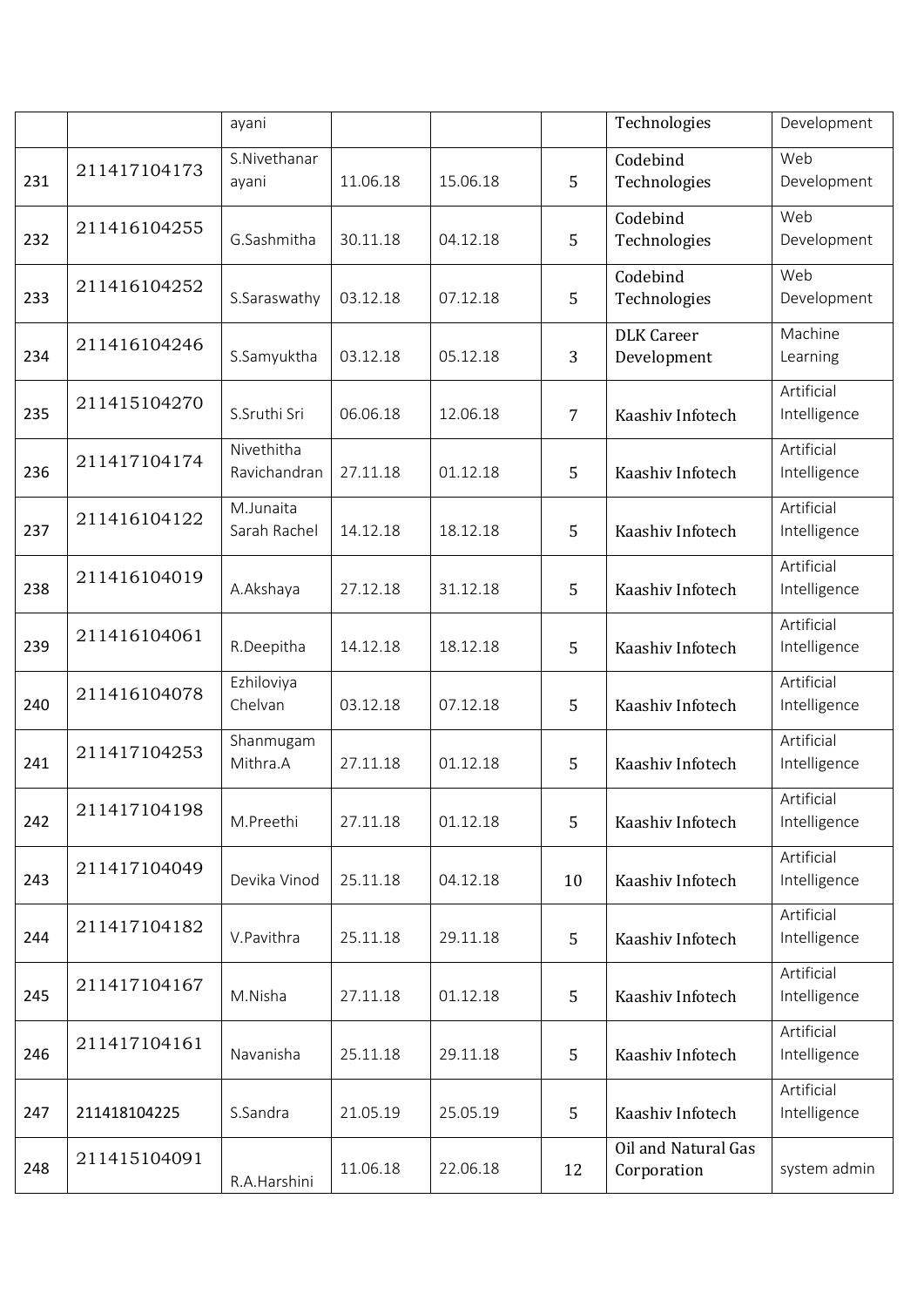| | | ayani | | | | Technologies | Development |
|---|---|---|---|---|---|---|---|
| 231 | 211417104173 | S.Nivethanarayani | 11.06.18 | 15.06.18 | 5 | Codebind Technologies | Web Development |
| 232 | 211416104255 | G.Sashmitha | 30.11.18 | 04.12.18 | 5 | Codebind Technologies | Web Development |
| 233 | 211416104252 | S.Saraswathy | 03.12.18 | 07.12.18 | 5 | Codebind Technologies | Web Development |
| 234 | 211416104246 | S.Samyuktha | 03.12.18 | 05.12.18 | 3 | DLK Career Development | Machine Learning |
| 235 | 211415104270 | S.Sruthi Sri | 06.06.18 | 12.06.18 | 7 | Kaashiv Infotech | Artificial Intelligence |
| 236 | 211417104174 | Nivethitha Ravichandran | 27.11.18 | 01.12.18 | 5 | Kaashiv Infotech | Artificial Intelligence |
| 237 | 211416104122 | M.Junaita Sarah Rachel | 14.12.18 | 18.12.18 | 5 | Kaashiv Infotech | Artificial Intelligence |
| 238 | 211416104019 | A.Akshaya | 27.12.18 | 31.12.18 | 5 | Kaashiv Infotech | Artificial Intelligence |
| 239 | 211416104061 | R.Deepitha | 14.12.18 | 18.12.18 | 5 | Kaashiv Infotech | Artificial Intelligence |
| 240 | 211416104078 | Ezhiloviya Chelvan | 03.12.18 | 07.12.18 | 5 | Kaashiv Infotech | Artificial Intelligence |
| 241 | 211417104253 | Shanmugam Mithra.A | 27.11.18 | 01.12.18 | 5 | Kaashiv Infotech | Artificial Intelligence |
| 242 | 211417104198 | M.Preethi | 27.11.18 | 01.12.18 | 5 | Kaashiv Infotech | Artificial Intelligence |
| 243 | 211417104049 | Devika Vinod | 25.11.18 | 04.12.18 | 10 | Kaashiv Infotech | Artificial Intelligence |
| 244 | 211417104182 | V.Pavithra | 25.11.18 | 29.11.18 | 5 | Kaashiv Infotech | Artificial Intelligence |
| 245 | 211417104167 | M.Nisha | 27.11.18 | 01.12.18 | 5 | Kaashiv Infotech | Artificial Intelligence |
| 246 | 211417104161 | Navanisha | 25.11.18 | 29.11.18 | 5 | Kaashiv Infotech | Artificial Intelligence |
| 247 | 211418104225 | S.Sandra | 21.05.19 | 25.05.19 | 5 | Kaashiv Infotech | Artificial Intelligence |
| 248 | 211415104091 | R.A.Harshini | 11.06.18 | 22.06.18 | 12 | Oil and Natural Gas Corporation | system admin |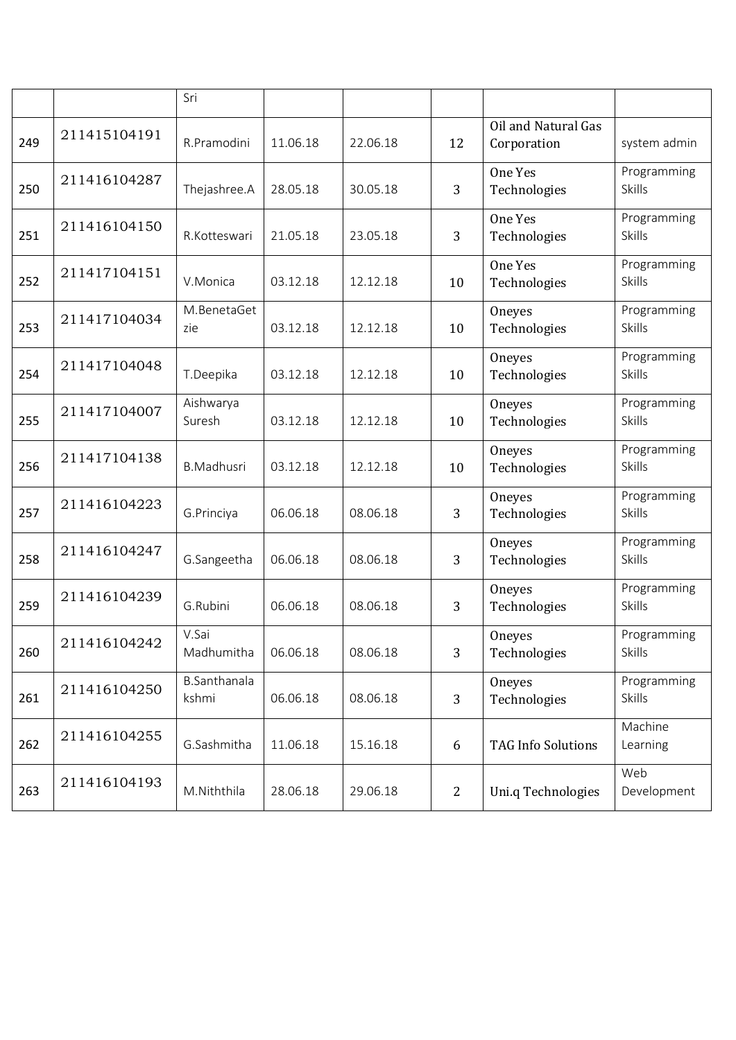| | | | | | | | |
|---|---|---|---|---|---|---|---|
| | | Sri | | | | | |
| 249 | 211415104191 | R.Pramodini | 11.06.18 | 22.06.18 | 12 | Oil and Natural Gas Corporation | system admin |
| 250 | 211416104287 | Thejashree.A | 28.05.18 | 30.05.18 | 3 | One Yes Technologies | Programming Skills |
| 251 | 211416104150 | R.Kotteswari | 21.05.18 | 23.05.18 | 3 | One Yes Technologies | Programming Skills |
| 252 | 211417104151 | V.Monica | 03.12.18 | 12.12.18 | 10 | One Yes Technologies | Programming Skills |
| 253 | 211417104034 | M.BenetaGetzie | 03.12.18 | 12.12.18 | 10 | Oneyes Technologies | Programming Skills |
| 254 | 211417104048 | T.Deepika | 03.12.18 | 12.12.18 | 10 | Oneyes Technologies | Programming Skills |
| 255 | 211417104007 | Aishwarya Suresh | 03.12.18 | 12.12.18 | 10 | Oneyes Technologies | Programming Skills |
| 256 | 211417104138 | B.Madhusri | 03.12.18 | 12.12.18 | 10 | Oneyes Technologies | Programming Skills |
| 257 | 211416104223 | G.Princiya | 06.06.18 | 08.06.18 | 3 | Oneyes Technologies | Programming Skills |
| 258 | 211416104247 | G.Sangeetha | 06.06.18 | 08.06.18 | 3 | Oneyes Technologies | Programming Skills |
| 259 | 211416104239 | G.Rubini | 06.06.18 | 08.06.18 | 3 | Oneyes Technologies | Programming Skills |
| 260 | 211416104242 | V.Sai Madhumitha | 06.06.18 | 08.06.18 | 3 | Oneyes Technologies | Programming Skills |
| 261 | 211416104250 | B.Santhanalakshmi | 06.06.18 | 08.06.18 | 3 | Oneyes Technologies | Programming Skills |
| 262 | 211416104255 | G.Sashmitha | 11.06.18 | 15.16.18 | 6 | TAG Info Solutions | Machine Learning |
| 263 | 211416104193 | M.Niththila | 28.06.18 | 29.06.18 | 2 | Uni.q Technologies | Web Development |